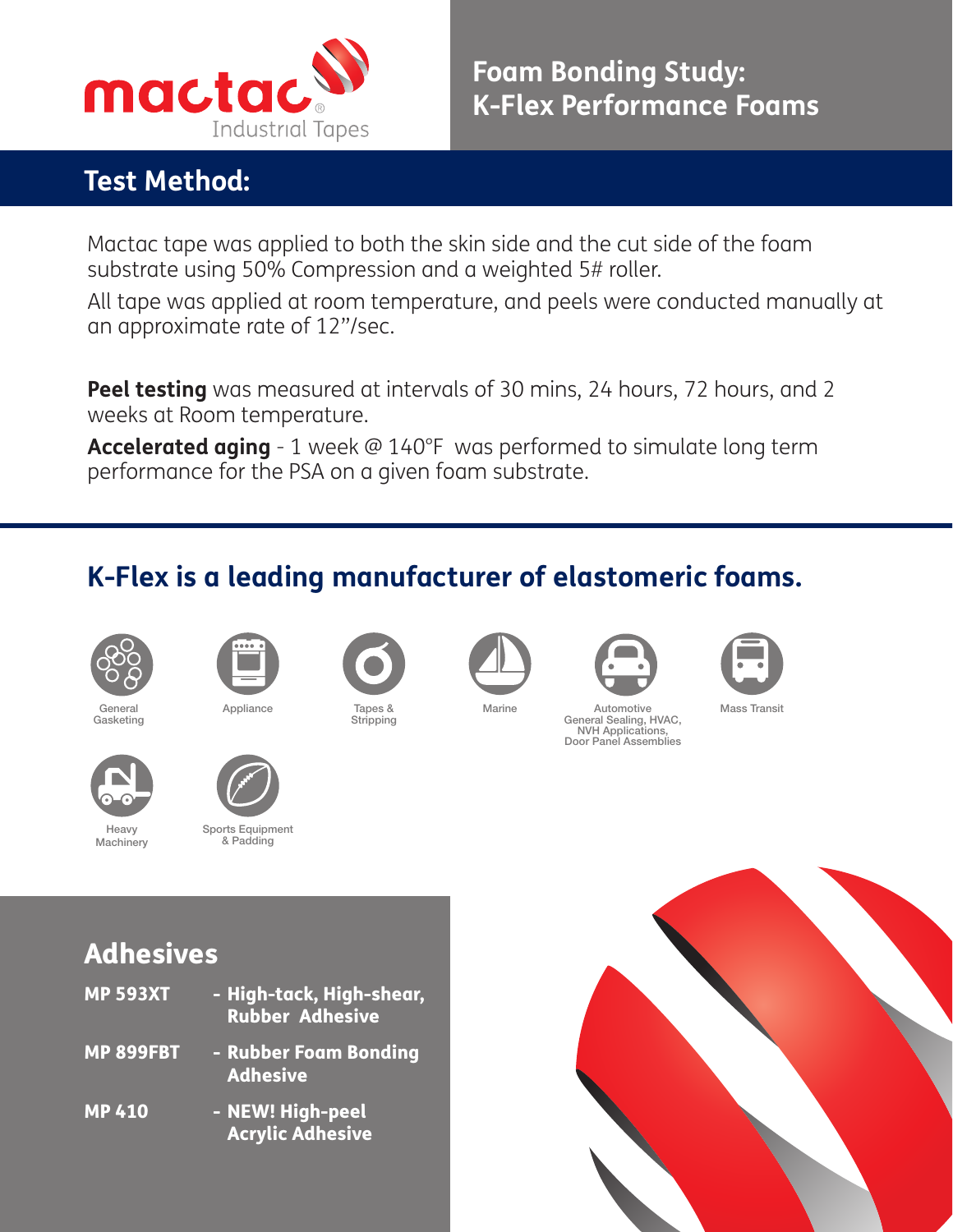mactac® Industrial Tapes

# Foam Bonding Study: K-Flex Performance Foams

## Test Method:

Mactac tape was applied to both the skin side and the cut side of the foam substrate using 50% Compression and a weighted 5# roller.

All tape was applied at room temperature, and peels were conducted manually at an approximate rate of 12"/sec.

**Peel testing** was measured at intervals of 30 mins, 24 hours, 72 hours, and 2 weeks at Room temperature.

**Accelerated aging** - 1 week @ 140°F was performed to simulate long term performance for the PSA on a given foam substrate.

## K-Flex is a leading manufacturer of elastomeric foams.

- General Gasketing
- Appliance
- Tapes & Stripping
- Marine
- Automotive General Sealing, HVAC, NVH Applications, Door Panel Assemblies
- Mass Transit
- Heavy Machinery
- Sports Equipment & Padding

## Adhesives

| | |
|---|---|
| **MP 593XT** | **- High-tack, High-shear, Rubber Adhesive** |
| **MP 899FBT** | **- Rubber Foam Bonding Adhesive** |
| **MP 410** | **- NEW! High-peel Acrylic Adhesive** |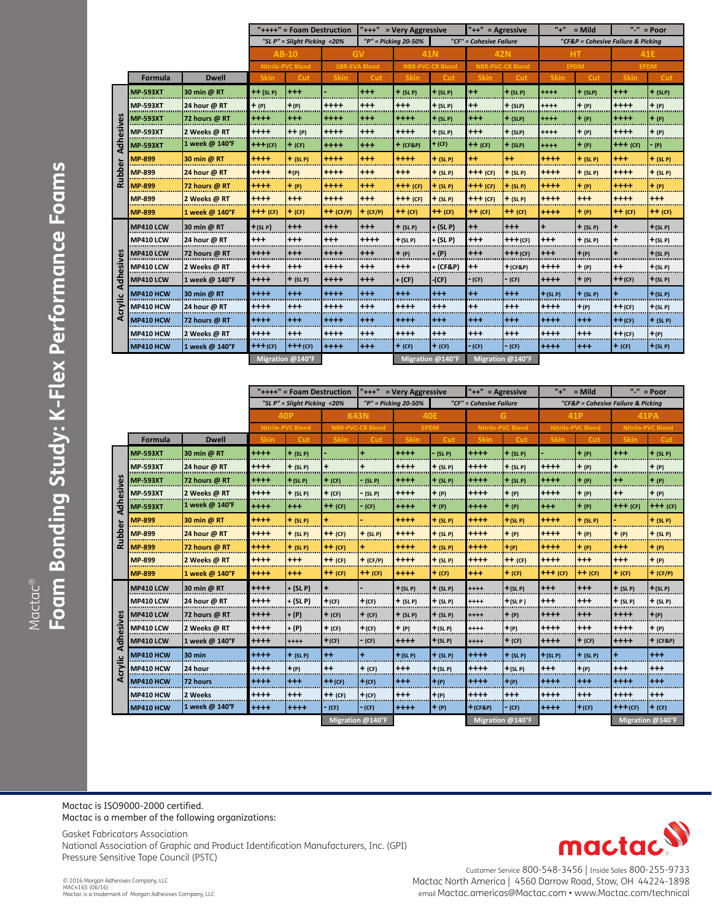# Mactac® Foam Bonding Study: K-Flex Performance Foams

| | | "++++" = Foam Destruction | | "+++" = Very Aggressive | | "++" = Agressive | | "+" = Mild | | "-" = Poor | |
|---|---|---|---|---|---|---|---|---|---|---|---|
| | | "SL P" = Slight Picking <20% | | "P" = Picking 20-50% | | "CF" = Cohesive Failure | | "CF&P" = Cohesive Failure & Picking | | | |
| | | AB-10 | | GV | | 41N | | 42N | | HT | | 41E | |
| | | Nitrile-PVC Blend | | SBR-EVA Blend | | NBR-PVC-CR Blend | | NBR-PVC-CR Blend | | EPDM | | EPDM | |
| Formula | Dwell | Skin | Cut | Skin | Cut | Skin | Cut | Skin | Cut | Skin | Cut | Skin | Cut |

| Formula | Dwell | AB-10 Skin | AB-10 Cut | GV Skin | GV Cut | 41N Skin | 41N Cut | 42N Skin | 42N Cut | HT Skin | HT Cut | 41E Skin | 41E Cut |
|---|---|---|---|---|---|---|---|---|---|---|---|---|---|
| **Rubber Adhesives** | | | | | | | | | | | | | |
| MP-593XT | 30 min @ RT | ++ (SL P) | +++ | - | +++ | + (SL P) | + (SL P) | ++ | + (SL P) | ++++ | + (SLP) | +++ | + (SLP) |
| MP-593XT | 24 hour @ RT | + (P) | + (P) | ++++ | +++ | +++ | + (SL P) | ++ | + (SLP) | ++++ | + (P) | ++++ | + (P) |
| MP-593XT | 72 hours @ RT | ++++ | +++ | ++++ | +++ | ++++ | + (SL P) | +++ | + (SLP) | ++++ | + (P) | ++++ | + (P) |
| MP-593XT | 2 Weeks @ RT | ++++ | ++ (P) | ++++ | +++ | ++++ | + (SL P) | +++ | + (SLP) | ++++ | + (P) | ++++ | + (P) |
| MP-593XT | 1 week @ 140°F | +++ (CF) | + (CF) | ++++ | +++ | + (CF&P) | + (CF) | ++ (CF) | + (SLP) | ++++ | + (P) | +++ (CF) | - (P) |
| MP-899 | 30 min @ RT | ++++ | + (SL P) | ++++ | +++ | ++++ | + (SL P) | ++ | ++ | ++++ | + (SL P) | +++ | + (SL P) |
| MP-899 | 24 hour @ RT | ++++ | + (P) | ++++ | +++ | +++ | + (SL P) | +++ (CF) | + (SL P) | ++++ | + (SL P) | ++++ | + (SL P) |
| MP-899 | 72 hours @ RT | ++++ | + (P) | ++++ | +++ | +++ (CF) | + (SL P) | +++ (CF) | + (SL P) | ++++ | + (P) | ++++ | + (P) |
| MP-899 | 2 Weeks @ RT | ++++ | +++ | ++++ | +++ | +++ (CF) | + (SL P) | +++ (CF) | + (SL P) | ++++ | +++ | ++++ | +++ |
| MP-899 | 1 week @ 140°F | +++ (CF) | + (CF) | ++ (CF/P) | + (CF/P) | ++ (CF) | ++ (CF) | ++ (CF) | ++ (CF) | ++++ | + (P) | ++ (CF) | ++ (CF) |
| **Acrylic Adhesives** | | | | | | | | | | | | | |
| MP410 LCW | 30 min @ RT | + (SL P) | +++ | +++ | +++ | + (SL P) | + (SL P) | ++ | +++ | + | + (SL P) | + | + (SL P) |
| MP410 LCW | 24 hour @ RT | +++ | +++ | +++ | ++++ | + (SL P) | + (SL P) | +++ | +++ (CF) | +++ | + (SL P) | + | + (SL P) |
| MP410 LCW | 72 hours @ RT | ++++ | +++ | ++++ | +++ | + (P) | + (P) | +++ | +++ (CF) | +++ | + (P) | + | + (SL P) |
| MP410 LCW | 2 Weeks @ RT | ++++ | +++ | ++++ | +++ | +++ | + (CF&P) | ++ | + (CF&P) | ++++ | + (P) | ++ | + (SL P) |
| MP410 LCW | 1 week @ 140°F | ++++ | + (SL P) | ++++ | +++ | + (CF) | - (CF) | - (CF) | - (CF) | ++++ | + (P) | ++ (CF) | + (SL P) |
| MP410 HCW | 30 min @ RT | ++++ | +++ | ++++ | +++ | +++ | +++ | ++ | +++ | + (SL P) | + (SL P) | + | + (SL P) |
| MP410 HCW | 24 hour @ RT | ++++ | +++ | ++++ | +++ | ++++ | +++ | +++ | +++ | ++++ | + (P) | ++ (CF) | + (SL P) |
| MP410 HCW | 72 hours @ RT | ++++ | +++ | ++++ | +++ | ++++ | +++ | +++ | +++ | ++++ | +++ | ++ (CF) | + (SL P) |
| MP410 HCW | 2 Weeks @ RT | ++++ | +++ | ++++ | +++ | ++++ | +++ | +++ | +++ | ++++ | +++ | ++ (CF) | + (P) |
| MP410 HCW | 1 week @ 140°F | +++ (CF) | +++ (CF) | ++++ | +++ | + (CF) | + (CF) | - (CF) | - (CF) | ++++ | +++ | + (CF) | + (SL P) |
| | | Migration @140°F | | | | Migration @140°F | | Migration @140°F | | | | | |

| | | "++++" = Foam Destruction | | "+++" = Very Aggressive | | "++" = Agressive | | "+" = Mild | | "-" = Poor | |
|---|---|---|---|---|---|---|---|---|---|---|---|
| | | "SL P" = Slight Picking <20% | | "P" = Picking 20-50% | | "CF" = Cohesive Failure | | "CF&P" = Cohesive Failure & Picking | | | |
| | | 40P | | K43N | | 40E | | G | | 41P | | 41PA | |
| | | Nitrile-PVC Blend | | NBR-PVC-CR Blend | | EPDM | | Nitrile-PVC Blend | | Nitrile-PVC Blend | | Nitrile-PVC Blend | |
| Formula | Dwell | Skin | Cut | Skin | Cut | Skin | Cut | Skin | Cut | Skin | Cut | Skin | Cut |

| Formula | Dwell | 40P Skin | 40P Cut | K43N Skin | K43N Cut | 40E Skin | 40E Cut | G Skin | G Cut | 41P Skin | 41P Cut | 41PA Skin | 41PA Cut |
|---|---|---|---|---|---|---|---|---|---|---|---|---|---|
| **Rubber Adhesives** | | | | | | | | | | | | | |
| MP-593XT | 30 min @ RT | ++++ | + (SL P) | - | + | ++++ | - (SL P) | ++++ | + (SL P) | - | + (P) | +++ | + (SL P) |
| MP-593XT | 24 hour @ RT | ++++ | + (SL P) | + | + | ++++ | + (SL P) | ++++ | + (SL P) | ++++ | + (P) | + | + (P) |
| MP-593XT | 72 hours @ RT | ++++ | + (SL P) | + (CF) | - (SL P) | ++++ | + (SL P) | ++++ | + (SL P) | ++++ | + (P) | ++ | + (P) |
| MP-593XT | 2 Weeks @ RT | ++++ | + (SL P) | + (CF) | - (SL P) | ++++ | + (P) | ++++ | + (P) | ++++ | + (P) | ++ | + (P) |
| MP-593XT | 1 week @ 140°F | ++++ | +++ | ++ (CF) | - (CF) | ++++ | + (P) | ++++ | + (P) | +++ | + (P) | +++ (CF) | +++ (CF) |
| MP-899 | 30 min @ RT | ++++ | + (SL P) | + | - | ++++ | + (SL P) | ++++ | + (SL P) | ++++ | + (SL P) | - | + (SL P) |
| MP-899 | 24 hour @ RT | ++++ | + (SL P) | ++ (CF) | + (SL P) | ++++ | + (SL P) | ++++ | + (P) | ++++ | + (P) | + (P) | + (SL P) |
| MP-899 | 72 hours @ RT | ++++ | + (SL P) | ++ (CF) | + | ++++ | + (SL P) | ++++ | + (P) | ++++ | + (P) | +++ | + (P) |
| MP-899 | 2 Weeks @ RT | ++++ | +++ | ++ (CF) | + (CF/P) | ++++ | + (SL P) | ++++ | ++ (CF) | ++++ | +++ | +++ | + (P) |
| MP-899 | 1 week @ 140°F | ++++ | +++ | ++ (CF) | ++ (CF) | ++++ | + (CF) | +++ | + (CF) | +++ (CF) | ++ (CF) | + (CF) | + (CF/P) |
| **Acrylic Adhesives** | | | | | | | | | | | | | |
| MP410 LCW | 30 min @ RT | ++++ | + (SL P) | + | - | + (SL P) | + (SL P) | ++++ | + (SL P) | +++ | +++ | + (SL P) | + (SL P) |
| MP410 LCW | 24 hour @ RT | ++++ | + (SL P) | + (CF) | + (CF) | + (SL P) | + (SL P) | ++++ | + (SL P) | +++ | +++ | + (SL P) | + (SL P) |
| MP410 LCW | 72 hours @ RT | ++++ | + (P) | + (CF) | + (CF) | + (SL P) | + (SL P) | ++++ | + (P) | ++++ | +++ | ++++ | + (P) |
| MP410 LCW | 2 Weeks @ RT | ++++ | + (P) | + (CF) | + (CF) | + (P) | + (SL P) | ++++ | + (P) | ++++ | +++ | ++++ | + (P) |
| MP410 LCW | 1 week @ 140°F | ++++ | ++++ | + (CF) | - (CF) | ++++ | + (SL P) | ++++ | + (CF) | ++++ | + (CF) | ++++ | + (CF&P) |
| MP410 HCW | 30 min | ++++ | + (SL P) | ++ | + | + (SL P) | + (SL P) | ++++ | + (SL P) | + (SL P) | + (SL P) | + | +++ |
| MP410 HCW | 24 hour | ++++ | + (P) | ++ | + (CF) | +++ | + (SL P) | ++++ | + (SL P) | +++ | + (P) | +++ | +++ |
| MP410 HCW | 72 hours | ++++ | +++ | ++ (CF) | + (CF) | +++ | + (P) | ++++ | + (P) | ++++ | +++ | ++++ | +++ |
| MP410 HCW | 2 Weeks | ++++ | +++ | ++ (CF) | + (CF) | +++ | + (P) | ++++ | +++ | ++++ | +++ | ++++ | +++ |
| MP410 HCW | 1 week @ 140°F | ++++ | ++++ | - (CF) | - (CF) | ++++ | + (P) | + (CF&P) | - (CF) | ++++ | + (CF) | +++ (CF) | + (CF) |
| | | | | Migration @140°F | | | | Migration @140°F | | | | Migration @140°F | |

Mactac is ISO9000-2000 certified.
Mactac is a member of the following organizations:

Gasket Fabricators Association
National Association of Graphic and Product Identification Manufacturers, Inc. (GPI)
Pressure Sensitive Tape Council (PSTC)

mactac®

Customer Service 800-548-3456 | Inside Sales 800-255-9733
Mactac North America | 4560 Darrow Road, Stow, OH 44224-1898
email Mactac.americas@Mactac.com • www.Mactac.com/technical

© 2016 Morgan Adhesives Company, LLC
MAC4165 (06/16)
Mactac is a trademark of Morgan Adhesives Company, LLC